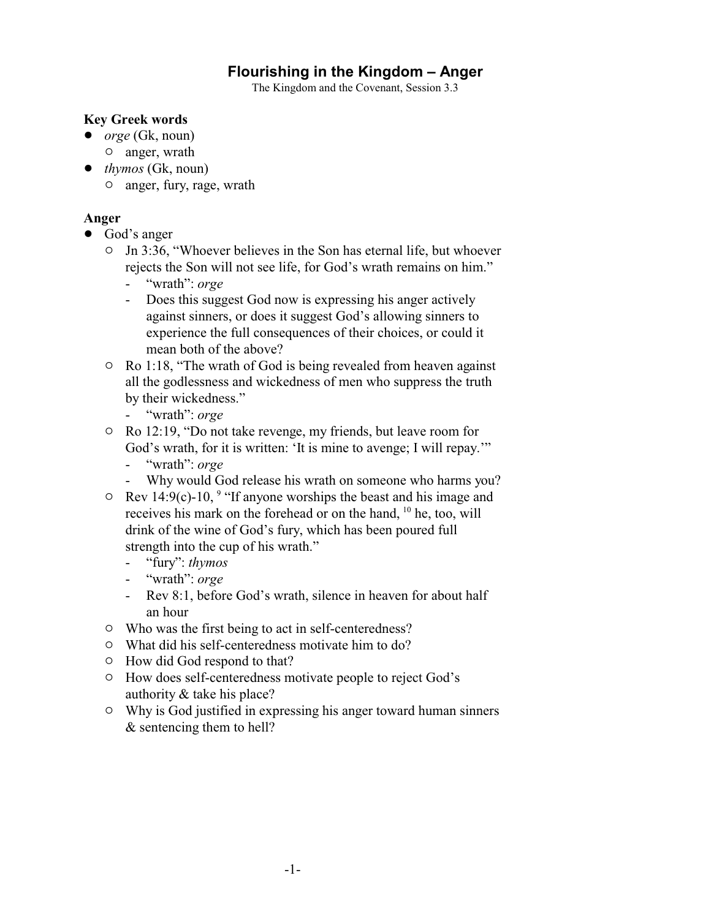# Flourishing in the Kingdom – Anger

The Kingdom and the Covenant, Session 3.3

**Key Greek words**

- *orge* (Gk, noun)
  - anger, wrath
- *thymos* (Gk, noun)
  - anger, fury, rage, wrath

**Anger**

- God's anger
  - Jn 3:36, "Whoever believes in the Son has eternal life, but whoever rejects the Son will not see life, for God's wrath remains on him."
    - "wrath": *orge*
    - Does this suggest God now is expressing his anger actively against sinners, or does it suggest God's allowing sinners to experience the full consequences of their choices, or could it mean both of the above?
  - Ro 1:18, "The wrath of God is being revealed from heaven against all the godlessness and wickedness of men who suppress the truth by their wickedness."
    - "wrath": *orge*
  - Ro 12:19, "Do not take revenge, my friends, but leave room for God's wrath, for it is written: 'It is mine to avenge; I will repay.'"
    - "wrath": *orge*
    - Why would God release his wrath on someone who harms you?
  - Rev 14:9(c)-10, [9] "If anyone worships the beast and his image and receives his mark on the forehead or on the hand, [10] he, too, will drink of the wine of God's fury, which has been poured full strength into the cup of his wrath."
    - "fury": *thymos*
    - "wrath": *orge*
    - Rev 8:1, before God's wrath, silence in heaven for about half an hour
  - Who was the first being to act in self-centeredness?
  - What did his self-centeredness motivate him to do?
  - How did God respond to that?
  - How does self-centeredness motivate people to reject God's authority & take his place?
  - Why is God justified in expressing his anger toward human sinners & sentencing them to hell?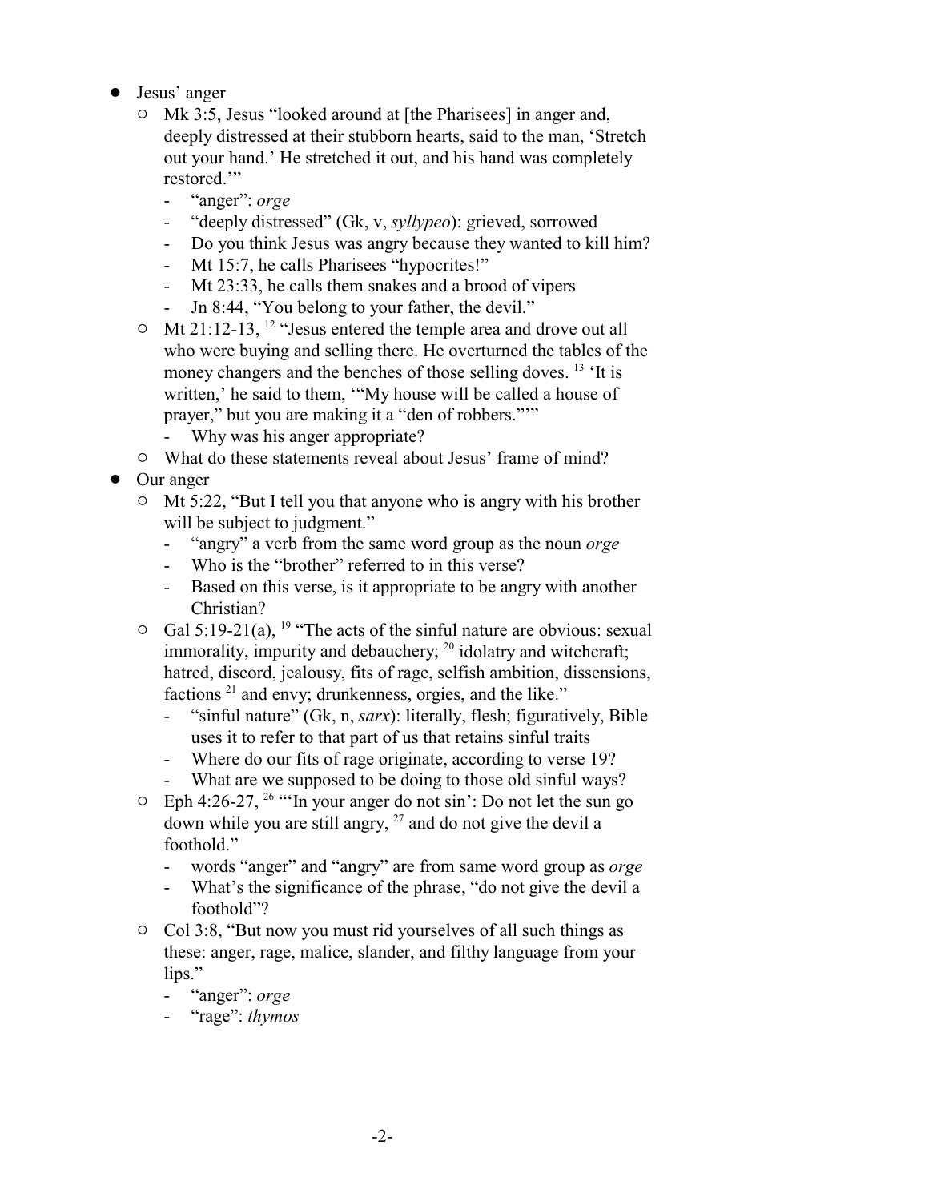- Jesus' anger
  - Mk 3:5, Jesus "looked around at [the Pharisees] in anger and, deeply distressed at their stubborn hearts, said to the man, 'Stretch out your hand.' He stretched it out, and his hand was completely restored.'"
    - "anger": *orge*
    - "deeply distressed" (Gk, v, *syllypeo*): grieved, sorrowed
    - Do you think Jesus was angry because they wanted to kill him?
    - Mt 15:7, he calls Pharisees "hypocrites!"
    - Mt 23:33, he calls them snakes and a brood of vipers
    - Jn 8:44, "You belong to your father, the devil."
  - Mt 21:12-13, [12] "Jesus entered the temple area and drove out all who were buying and selling there. He overturned the tables of the money changers and the benches of those selling doves. [13] 'It is written,' he said to them, '"My house will be called a house of prayer," but you are making it a "den of robbers."'"
    - Why was his anger appropriate?
  - What do these statements reveal about Jesus' frame of mind?
- Our anger
  - Mt 5:22, "But I tell you that anyone who is angry with his brother will be subject to judgment."
    - "angry" a verb from the same word group as the noun *orge*
    - Who is the "brother" referred to in this verse?
    - Based on this verse, is it appropriate to be angry with another Christian?
  - Gal 5:19-21(a), [19] "The acts of the sinful nature are obvious: sexual immorality, impurity and debauchery; [20] idolatry and witchcraft; hatred, discord, jealousy, fits of rage, selfish ambition, dissensions, factions [21] and envy; drunkenness, orgies, and the like."
    - "sinful nature" (Gk, n, *sarx*): literally, flesh; figuratively, Bible uses it to refer to that part of us that retains sinful traits
    - Where do our fits of rage originate, according to verse 19?
    - What are we supposed to be doing to those old sinful ways?
  - Eph 4:26-27, [26] "'In your anger do not sin': Do not let the sun go down while you are still angry, [27] and do not give the devil a foothold."
    - words "anger" and "angry" are from same word group as *orge*
    - What's the significance of the phrase, "do not give the devil a foothold"?
  - Col 3:8, "But now you must rid yourselves of all such things as these: anger, rage, malice, slander, and filthy language from your lips."
    - "anger": *orge*
    - "rage": *thymos*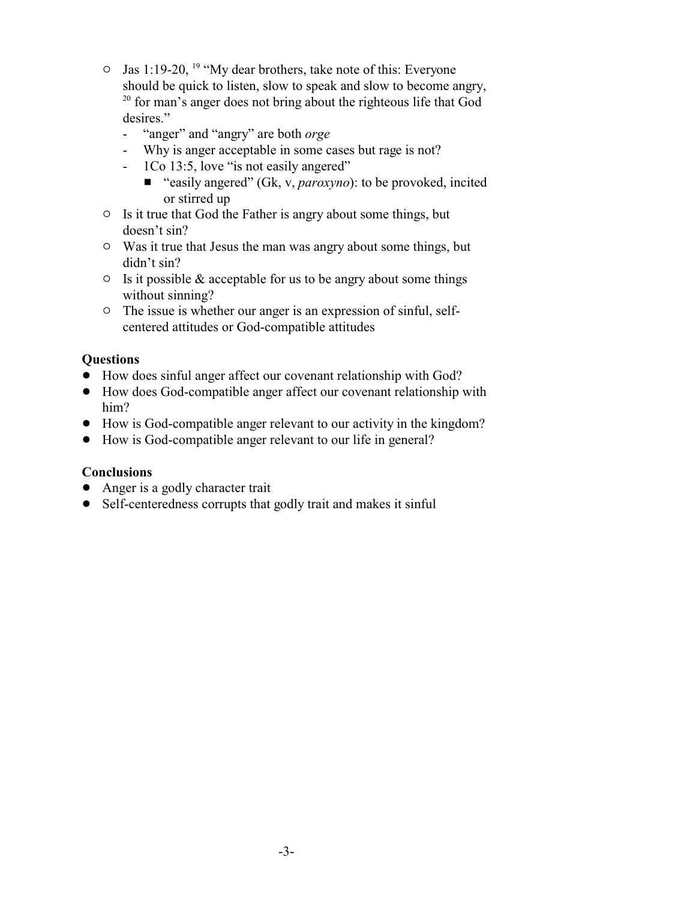- Jas 1:19-20, [19] "My dear brothers, take note of this: Everyone should be quick to listen, slow to speak and slow to become angry, [20] for man's anger does not bring about the righteous life that God desires."
  - "anger" and "angry" are both *orge*
  - Why is anger acceptable in some cases but rage is not?
  - 1Co 13:5, love "is not easily angered"
    - "easily angered" (Gk, v, *paroxyno*): to be provoked, incited or stirred up
- Is it true that God the Father is angry about some things, but doesn't sin?
- Was it true that Jesus the man was angry about some things, but didn't sin?
- Is it possible & acceptable for us to be angry about some things without sinning?
- The issue is whether our anger is an expression of sinful, self-centered attitudes or God-compatible attitudes

**Questions**

- How does sinful anger affect our covenant relationship with God?
- How does God-compatible anger affect our covenant relationship with him?
- How is God-compatible anger relevant to our activity in the kingdom?
- How is God-compatible anger relevant to our life in general?

**Conclusions**

- Anger is a godly character trait
- Self-centeredness corrupts that godly trait and makes it sinful